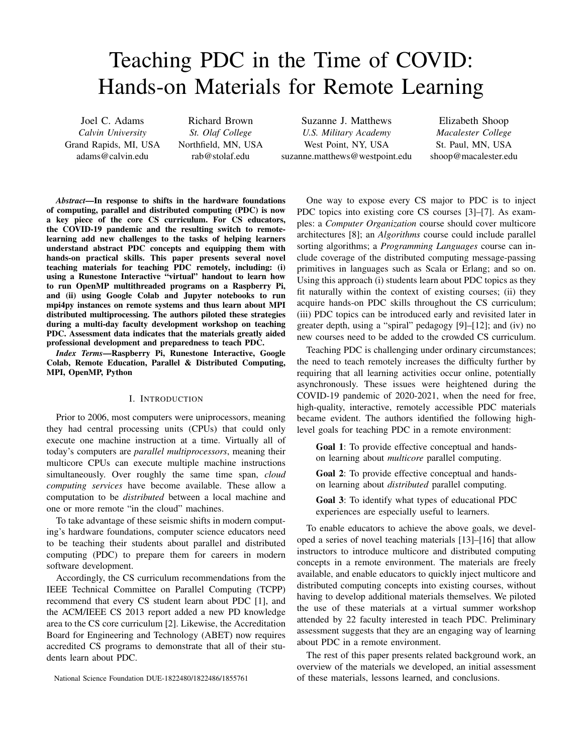# Teaching PDC in the Time of COVID: Hands-on Materials for Remote Learning

Joel C. Adams
*Calvin University*
Grand Rapids, MI, USA
adams@calvin.edu

Richard Brown
*St. Olaf College*
Northfield, MN, USA
rab@stolaf.edu

Suzanne J. Matthews
*U.S. Military Academy*
West Point, NY, USA
suzanne.matthews@westpoint.edu

Elizabeth Shoop
*Macalester College*
St. Paul, MN, USA
shoop@macalester.edu

***Abstract*—In response to shifts in the hardware foundations of computing, parallel and distributed computing (PDC) is now a key piece of the core CS curriculum. For CS educators, the COVID-19 pandemic and the resulting switch to remote-learning add new challenges to the tasks of helping learners understand abstract PDC concepts and equipping them with hands-on practical skills. This paper presents several novel teaching materials for teaching PDC remotely, including: (i) using a Runestone Interactive "virtual" handout to learn how to run OpenMP multithreaded programs on a Raspberry Pi, and (ii) using Google Colab and Jupyter notebooks to run mpi4py instances on remote systems and thus learn about MPI distributed multiprocessing. The authors piloted these strategies during a multi-day faculty development workshop on teaching PDC. Assessment data indicates that the materials greatly aided professional development and preparedness to teach PDC.**

***Index Terms*—Raspberry Pi, Runestone Interactive, Google Colab, Remote Education, Parallel & Distributed Computing, MPI, OpenMP, Python**

## I. Introduction

Prior to 2006, most computers were uniprocessors, meaning they had central processing units (CPUs) that could only execute one machine instruction at a time. Virtually all of today's computers are *parallel multiprocessors*, meaning their multicore CPUs can execute multiple machine instructions simultaneously. Over roughly the same time span, *cloud computing services* have become available. These allow a computation to be *distributed* between a local machine and one or more remote "in the cloud" machines.

To take advantage of these seismic shifts in modern computing's hardware foundations, computer science educators need to be teaching their students about parallel and distributed computing (PDC) to prepare them for careers in modern software development.

Accordingly, the CS curriculum recommendations from the IEEE Technical Committee on Parallel Computing (TCPP) recommend that every CS student learn about PDC [1], and the ACM/IEEE CS 2013 report added a new PD knowledge area to the CS core curriculum [2]. Likewise, the Accreditation Board for Engineering and Technology (ABET) now requires accredited CS programs to demonstrate that all of their students learn about PDC.

One way to expose every CS major to PDC is to inject PDC topics into existing core CS courses [3]–[7]. As examples: a *Computer Organization* course should cover multicore architectures [8]; an *Algorithms* course could include parallel sorting algorithms; a *Programming Languages* course can include coverage of the distributed computing message-passing primitives in languages such as Scala or Erlang; and so on. Using this approach (i) students learn about PDC topics as they fit naturally within the context of existing courses; (ii) they acquire hands-on PDC skills throughout the CS curriculum; (iii) PDC topics can be introduced early and revisited later in greater depth, using a "spiral" pedagogy [9]–[12]; and (iv) no new courses need to be added to the crowded CS curriculum.

Teaching PDC is challenging under ordinary circumstances; the need to teach remotely increases the difficulty further by requiring that all learning activities occur online, potentially asynchronously. These issues were heightened during the COVID-19 pandemic of 2020-2021, when the need for free, high-quality, interactive, remotely accessible PDC materials became evident. The authors identified the following high-level goals for teaching PDC in a remote environment:

> **Goal 1**: To provide effective conceptual and hands-on learning about *multicore* parallel computing.
>
> **Goal 2**: To provide effective conceptual and hands-on learning about *distributed* parallel computing.
>
> **Goal 3**: To identify what types of educational PDC experiences are especially useful to learners.

To enable educators to achieve the above goals, we developed a series of novel teaching materials [13]–[16] that allow instructors to introduce multicore and distributed computing concepts in a remote environment. The materials are freely available, and enable educators to quickly inject multicore and distributed computing concepts into existing courses, without having to develop additional materials themselves. We piloted the use of these materials at a virtual summer workshop attended by 22 faculty interested in teach PDC. Preliminary assessment suggests that they are an engaging way of learning about PDC in a remote environment.

The rest of this paper presents related background work, an overview of the materials we developed, an initial assessment of these materials, lessons learned, and conclusions.

National Science Foundation DUE-1822480/1822486/1855761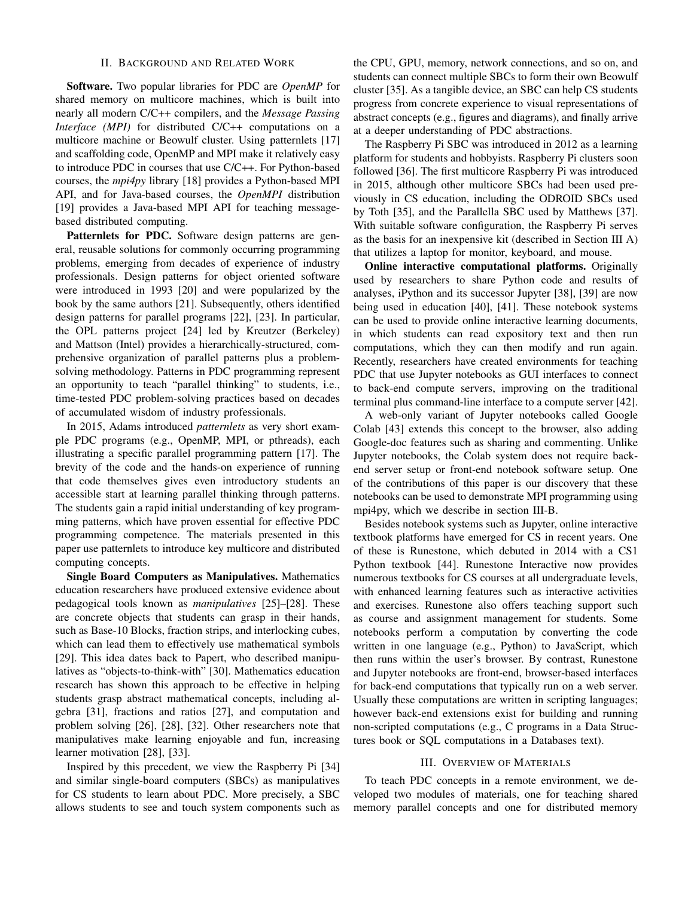## II. Background and Related Work

**Software.** Two popular libraries for PDC are *OpenMP* for shared memory on multicore machines, which is built into nearly all modern C/C++ compilers, and the *Message Passing Interface (MPI)* for distributed C/C++ computations on a multicore machine or Beowulf cluster. Using patternlets [17] and scaffolding code, OpenMP and MPI make it relatively easy to introduce PDC in courses that use C/C++. For Python-based courses, the *mpi4py* library [18] provides a Python-based MPI API, and for Java-based courses, the *OpenMPI* distribution [19] provides a Java-based MPI API for teaching message-based distributed computing.

**Patternlets for PDC.** Software design patterns are general, reusable solutions for commonly occurring programming problems, emerging from decades of experience of industry professionals. Design patterns for object oriented software were introduced in 1993 [20] and were popularized by the book by the same authors [21]. Subsequently, others identified design patterns for parallel programs [22], [23]. In particular, the OPL patterns project [24] led by Kreutzer (Berkeley) and Mattson (Intel) provides a hierarchically-structured, comprehensive organization of parallel patterns plus a problem-solving methodology. Patterns in PDC programming represent an opportunity to teach "parallel thinking" to students, i.e., time-tested PDC problem-solving practices based on decades of accumulated wisdom of industry professionals.

In 2015, Adams introduced *patternlets* as very short example PDC programs (e.g., OpenMP, MPI, or pthreads), each illustrating a specific parallel programming pattern [17]. The brevity of the code and the hands-on experience of running that code themselves gives even introductory students an accessible start at learning parallel thinking through patterns. The students gain a rapid initial understanding of key programming patterns, which have proven essential for effective PDC programming competence. The materials presented in this paper use patternlets to introduce key multicore and distributed computing concepts.

**Single Board Computers as Manipulatives.** Mathematics education researchers have produced extensive evidence about pedagogical tools known as *manipulatives* [25]–[28]. These are concrete objects that students can grasp in their hands, such as Base-10 Blocks, fraction strips, and interlocking cubes, which can lead them to effectively use mathematical symbols [29]. This idea dates back to Papert, who described manipulatives as "objects-to-think-with" [30]. Mathematics education research has shown this approach to be effective in helping students grasp abstract mathematical concepts, including algebra [31], fractions and ratios [27], and computation and problem solving [26], [28], [32]. Other researchers note that manipulatives make learning enjoyable and fun, increasing learner motivation [28], [33].

Inspired by this precedent, we view the Raspberry Pi [34] and similar single-board computers (SBCs) as manipulatives for CS students to learn about PDC. More precisely, a SBC allows students to see and touch system components such as the CPU, GPU, memory, network connections, and so on, and students can connect multiple SBCs to form their own Beowulf cluster [35]. As a tangible device, an SBC can help CS students progress from concrete experience to visual representations of abstract concepts (e.g., figures and diagrams), and finally arrive at a deeper understanding of PDC abstractions.

The Raspberry Pi SBC was introduced in 2012 as a learning platform for students and hobbyists. Raspberry Pi clusters soon followed [36]. The first multicore Raspberry Pi was introduced in 2015, although other multicore SBCs had been used previously in CS education, including the ODROID SBCs used by Toth [35], and the Parallella SBC used by Matthews [37]. With suitable software configuration, the Raspberry Pi serves as the basis for an inexpensive kit (described in Section III A) that utilizes a laptop for monitor, keyboard, and mouse.

**Online interactive computational platforms.** Originally used by researchers to share Python code and results of analyses, iPython and its successor Jupyter [38], [39] are now being used in education [40], [41]. These notebook systems can be used to provide online interactive learning documents, in which students can read expository text and then run computations, which they can then modify and run again. Recently, researchers have created environments for teaching PDC that use Jupyter notebooks as GUI interfaces to connect to back-end compute servers, improving on the traditional terminal plus command-line interface to a compute server [42].

A web-only variant of Jupyter notebooks called Google Colab [43] extends this concept to the browser, also adding Google-doc features such as sharing and commenting. Unlike Jupyter notebooks, the Colab system does not require back-end server setup or front-end notebook software setup. One of the contributions of this paper is our discovery that these notebooks can be used to demonstrate MPI programming using mpi4py, which we describe in section III-B.

Besides notebook systems such as Jupyter, online interactive textbook platforms have emerged for CS in recent years. One of these is Runestone, which debuted in 2014 with a CS1 Python textbook [44]. Runestone Interactive now provides numerous textbooks for CS courses at all undergraduate levels, with enhanced learning features such as interactive activities and exercises. Runestone also offers teaching support such as course and assignment management for students. Some notebooks perform a computation by converting the code written in one language (e.g., Python) to JavaScript, which then runs within the user's browser. By contrast, Runestone and Jupyter notebooks are front-end, browser-based interfaces for back-end computations that typically run on a web server. Usually these computations are written in scripting languages; however back-end extensions exist for building and running non-scripted computations (e.g., C programs in a Data Structures book or SQL computations in a Databases text).

## III. Overview of Materials

To teach PDC concepts in a remote environment, we developed two modules of materials, one for teaching shared memory parallel concepts and one for distributed memory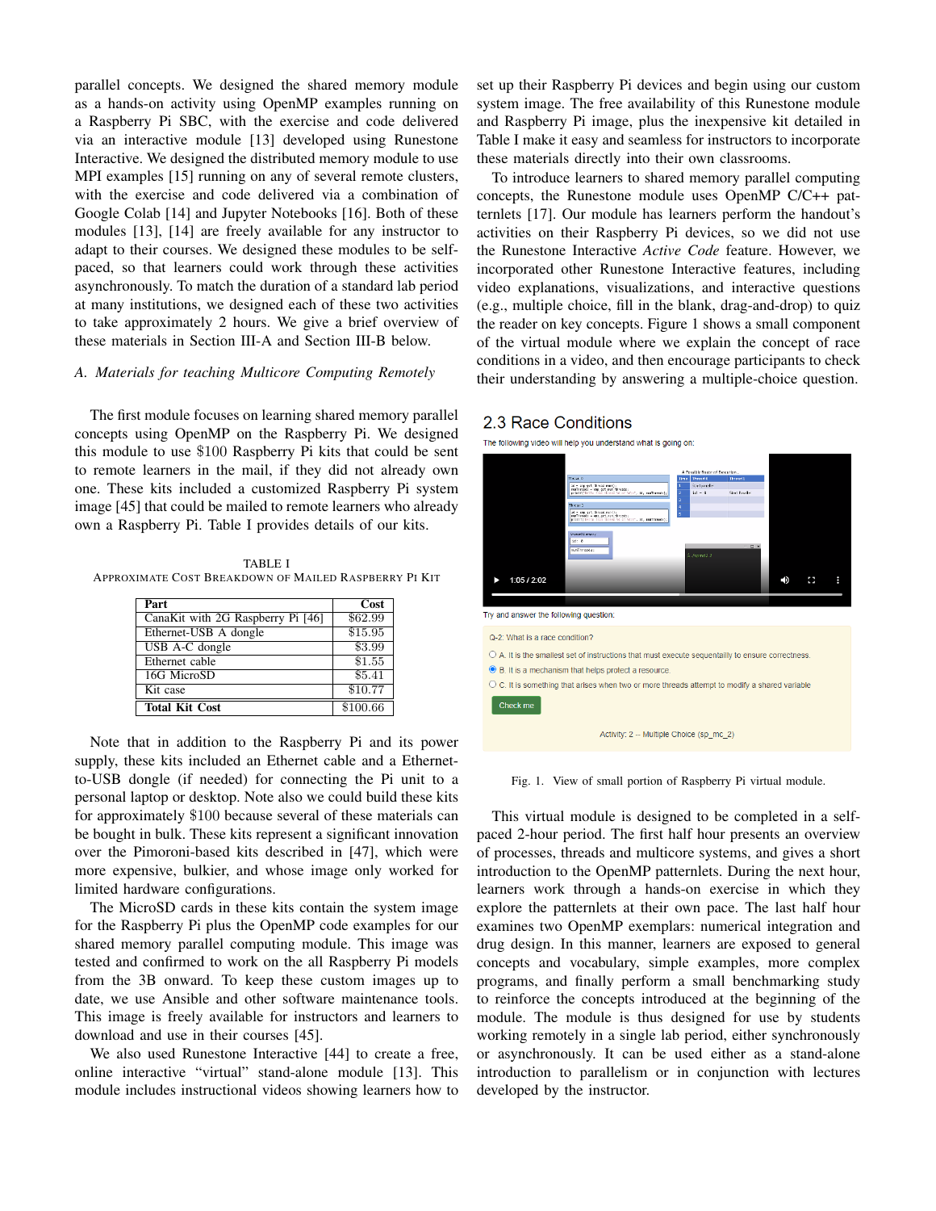parallel concepts. We designed the shared memory module as a hands-on activity using OpenMP examples running on a Raspberry Pi SBC, with the exercise and code delivered via an interactive module [13] developed using Runestone Interactive. We designed the distributed memory module to use MPI examples [15] running on any of several remote clusters, with the exercise and code delivered via a combination of Google Colab [14] and Jupyter Notebooks [16]. Both of these modules [13], [14] are freely available for any instructor to adapt to their courses. We designed these modules to be self-paced, so that learners could work through these activities asynchronously. To match the duration of a standard lab period at many institutions, we designed each of these two activities to take approximately 2 hours. We give a brief overview of these materials in Section III-A and Section III-B below.

### A. Materials for teaching Multicore Computing Remotely

The first module focuses on learning shared memory parallel concepts using OpenMP on the Raspberry Pi. We designed this module to use \$100 Raspberry Pi kits that could be sent to remote learners in the mail, if they did not already own one. These kits included a customized Raspberry Pi system image [45] that could be mailed to remote learners who already own a Raspberry Pi. Table I provides details of our kits.

TABLE I
APPROXIMATE COST BREAKDOWN OF MAILED RASPBERRY PI KIT

| Part | Cost |
|---|---|
| CanaKit with 2G Raspberry Pi [46] | \$62.99 |
| Ethernet-USB A dongle | \$15.95 |
| USB A-C dongle | \$3.99 |
| Ethernet cable | \$1.55 |
| 16G MicroSD | \$5.41 |
| Kit case | \$10.77 |
| **Total Kit Cost** | \$100.66 |

Note that in addition to the Raspberry Pi and its power supply, these kits included an Ethernet cable and a Ethernet-to-USB dongle (if needed) for connecting the Pi unit to a personal laptop or desktop. Note also we could build these kits for approximately \$100 because several of these materials can be bought in bulk. These kits represent a significant innovation over the Pimoroni-based kits described in [47], which were more expensive, bulkier, and whose image only worked for limited hardware configurations.

The MicroSD cards in these kits contain the system image for the Raspberry Pi plus the OpenMP code examples for our shared memory parallel computing module. This image was tested and confirmed to work on the all Raspberry Pi models from the 3B onward. To keep these custom images up to date, we use Ansible and other software maintenance tools. This image is freely available for instructors and learners to download and use in their courses [45].

We also used Runestone Interactive [44] to create a free, online interactive "virtual" stand-alone module [13]. This module includes instructional videos showing learners how to set up their Raspberry Pi devices and begin using our custom system image. The free availability of this Runestone module and Raspberry Pi image, plus the inexpensive kit detailed in Table I make it easy and seamless for instructors to incorporate these materials directly into their own classrooms.

To introduce learners to shared memory parallel computing concepts, the Runestone module uses OpenMP C/C++ patternlets [17]. Our module has learners perform the handout's activities on their Raspberry Pi devices, so we did not use the Runestone Interactive *Active Code* feature. However, we incorporated other Runestone Interactive features, including video explanations, visualizations, and interactive questions (e.g., multiple choice, fill in the blank, drag-and-drop) to quiz the reader on key concepts. Figure 1 shows a small component of the virtual module where we explain the concept of race conditions in a video, and then encourage participants to check their understanding by answering a multiple-choice question.

2.3 Race Conditions

The following video will help you understand what is going on:

Try and answer the following question:

Q-2: What is a race condition?

- A. It is the smallest set of instructions that must execute sequentially to ensure correctness.
- B. It is a mechanism that helps protect a resource.
- C. It is something that arises when two or more threads attempt to modify a shared variable

Check me

Activity: 2 -- Multiple Choice (sp_mc_2)

Fig. 1. View of small portion of Raspberry Pi virtual module.

This virtual module is designed to be completed in a self-paced 2-hour period. The first half hour presents an overview of processes, threads and multicore systems, and gives a short introduction to the OpenMP patternlets. During the next hour, learners work through a hands-on exercise in which they explore the patternlets at their own pace. The last half hour examines two OpenMP exemplars: numerical integration and drug design. In this manner, learners are exposed to general concepts and vocabulary, simple examples, more complex programs, and finally perform a small benchmarking study to reinforce the concepts introduced at the beginning of the module. The module is thus designed for use by students working remotely in a single lab period, either synchronously or asynchronously. It can be used either as a stand-alone introduction to parallelism or in conjunction with lectures developed by the instructor.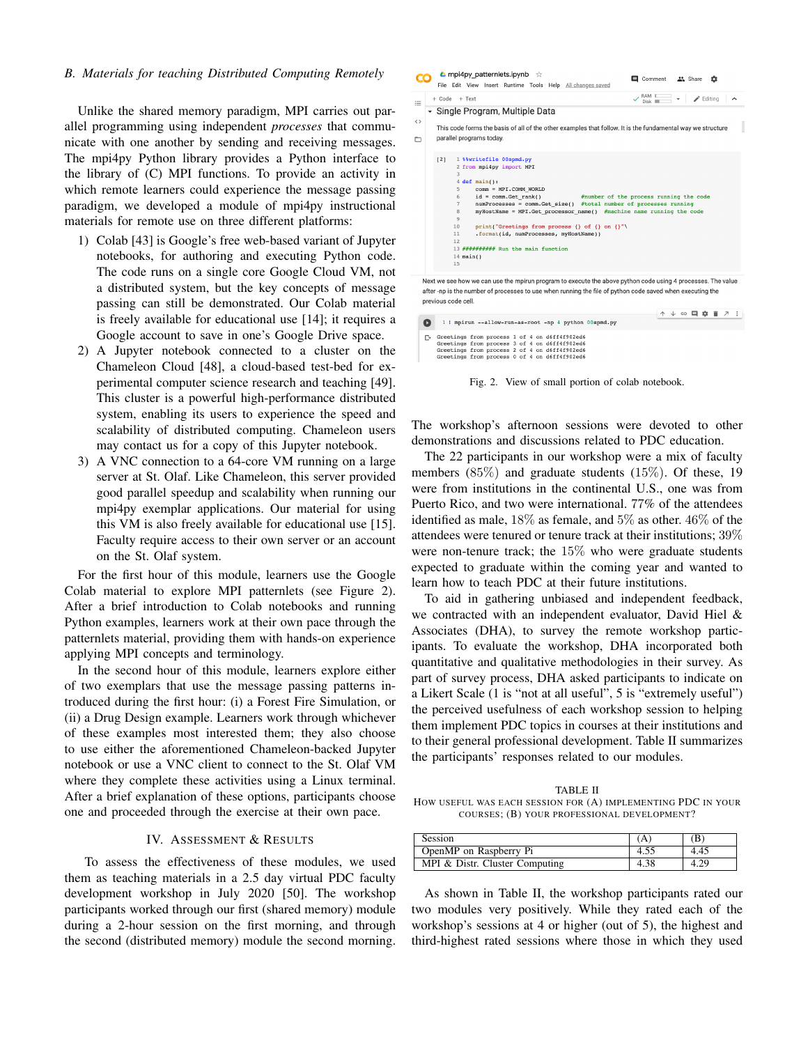### B. Materials for teaching Distributed Computing Remotely

Unlike the shared memory paradigm, MPI carries out parallel programming using independent *processes* that communicate with one another by sending and receiving messages. The mpi4py Python library provides a Python interface to the library of (C) MPI functions. To provide an activity in which remote learners could experience the message passing paradigm, we developed a module of mpi4py instructional materials for remote use on three different platforms:

1) Colab [43] is Google's free web-based variant of Jupyter notebooks, for authoring and executing Python code. The code runs on a single core Google Cloud VM, not a distributed system, but the key concepts of message passing can still be demonstrated. Our Colab material is freely available for educational use [14]; it requires a Google account to save in one's Google Drive space.
2) A Jupyter notebook connected to a cluster on the Chameleon Cloud [48], a cloud-based test-bed for experimental computer science research and teaching [49]. This cluster is a powerful high-performance distributed system, enabling its users to experience the speed and scalability of distributed computing. Chameleon users may contact us for a copy of this Jupyter notebook.
3) A VNC connection to a 64-core VM running on a large server at St. Olaf. Like Chameleon, this server provided good parallel speedup and scalability when running our mpi4py exemplar applications. Our material for using this VM is also freely available for educational use [15]. Faculty require access to their own server or an account on the St. Olaf system.

For the first hour of this module, learners use the Google Colab material to explore MPI patternlets (see Figure 2). After a brief introduction to Colab notebooks and running Python examples, learners work at their own pace through the patternlets material, providing them with hands-on experience applying MPI concepts and terminology.

In the second hour of this module, learners explore either of two exemplars that use the message passing patterns introduced during the first hour: (i) a Forest Fire Simulation, or (ii) a Drug Design example. Learners work through whichever of these examples most interested them; they also choose to use either the aforementioned Chameleon-backed Jupyter notebook or use a VNC client to connect to the St. Olaf VM where they complete these activities using a Linux terminal. After a brief explanation of these options, participants choose one and proceeded through the exercise at their own pace.

mpi4py_patternlets.ipynb

Single Program, Multiple Data

This code forms the basis of all of the other examples that follow. It is the fundamental way we structure parallel programs today.

```
%%writefile 00spmd.py
from mpi4py import MPI

def main():
    comm = MPI.COMM_WORLD
    id = comm.Get_rank()            #number of the process running the code
    numProcesses = comm.Get_size()  #total number of processes running
    myHostName = MPI.Get_processor_name()  #machine name running the code

    print("Greetings from process {} of {} on {}"\
    .format(id, numProcesses, myHostName))

########## Run the main function
main()
```

Next we see how we can use the mpirun program to execute the above python code using 4 processes. The value after -np is the number of processes to use when running the file of python code saved when executing the previous code cell.

```
! mpirun --allow-run-as-root -np 4 python 00spmd.py

Greetings from process 1 of 4 on d6ff4f902ed6
Greetings from process 3 of 4 on d6ff4f902ed6
Greetings from process 2 of 4 on d6ff4f902ed6
Greetings from process 0 of 4 on d6ff4f902ed6
```

Fig. 2. View of small portion of colab notebook.

## IV. Assessment & Results

To assess the effectiveness of these modules, we used them as teaching materials in a 2.5 day virtual PDC faculty development workshop in July 2020 [50]. The workshop participants worked through our first (shared memory) module during a 2-hour session on the first morning, and through the second (distributed memory) module the second morning. The workshop's afternoon sessions were devoted to other demonstrations and discussions related to PDC education.

The 22 participants in our workshop were a mix of faculty members (85%) and graduate students (15%). Of these, 19 were from institutions in the continental U.S., one was from Puerto Rico, and two were international. 77% of the attendees identified as male, 18% as female, and 5% as other. 46% of the attendees were tenured or tenure track at their institutions; 39% were non-tenure track; the 15% who were graduate students expected to graduate within the coming year and wanted to learn how to teach PDC at their future institutions.

To aid in gathering unbiased and independent feedback, we contracted with an independent evaluator, David Hiel & Associates (DHA), to survey the remote workshop participants. To evaluate the workshop, DHA incorporated both quantitative and qualitative methodologies in their survey. As part of survey process, DHA asked participants to indicate on a Likert Scale (1 is "not at all useful", 5 is "extremely useful") the perceived usefulness of each workshop session to helping them implement PDC topics in courses at their institutions and to their general professional development. Table II summarizes the participants' responses related to our modules.

TABLE II
How useful was each session for (A) implementing PDC in your courses; (B) your professional development?

| Session | (A) | (B) |
|---|---|---|
| OpenMP on Raspberry Pi | 4.55 | 4.45 |
| MPI & Distr. Cluster Computing | 4.38 | 4.29 |

As shown in Table II, the workshop participants rated our two modules very positively. While they rated each of the workshop's sessions at 4 or higher (out of 5), the highest and third-highest rated sessions where those in which they used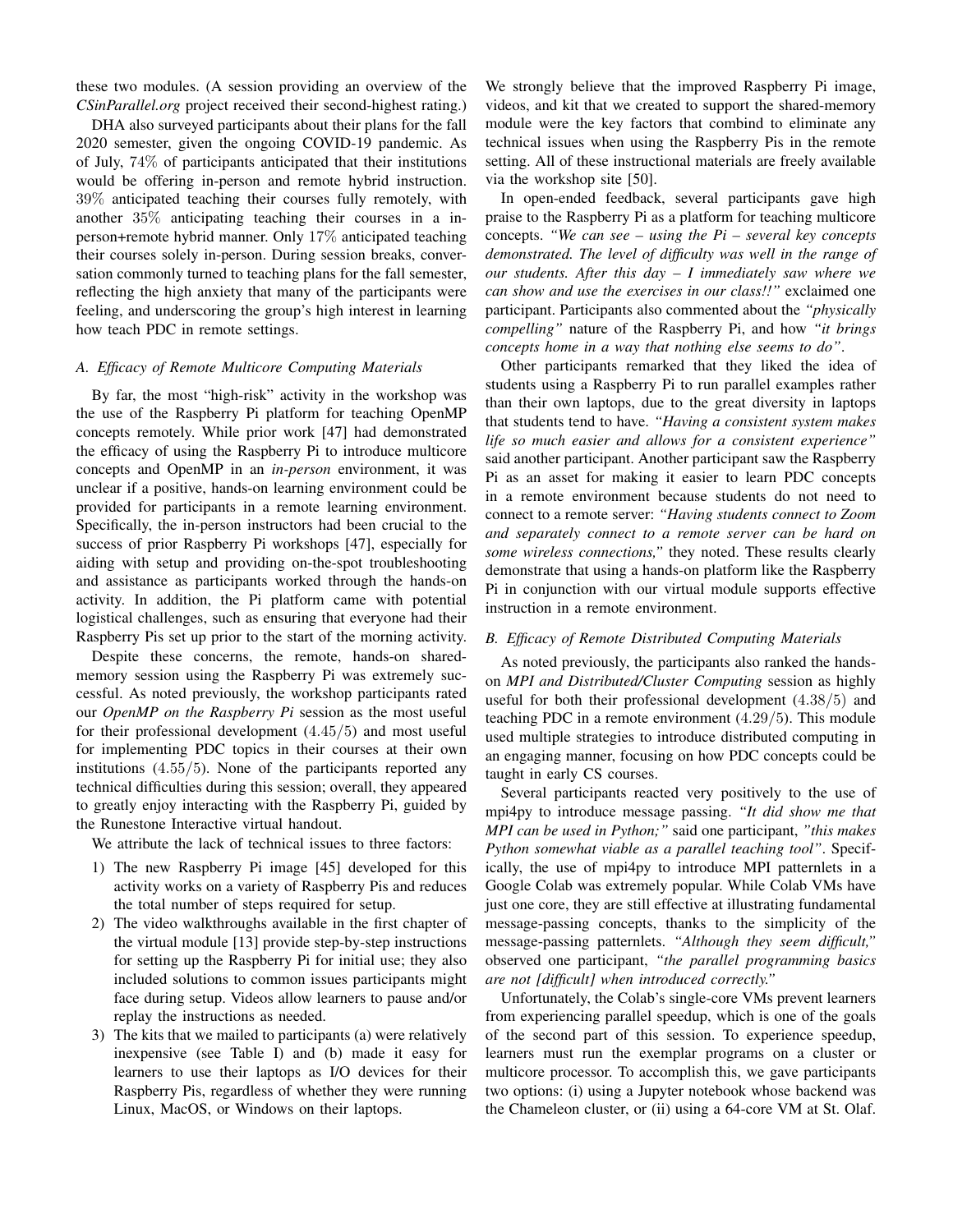these two modules. (A session providing an overview of the *CSinParallel.org* project received their second-highest rating.)

DHA also surveyed participants about their plans for the fall 2020 semester, given the ongoing COVID-19 pandemic. As of July, $74\%$ of participants anticipated that their institutions would be offering in-person and remote hybrid instruction. $39\%$ anticipated teaching their courses fully remotely, with another $35\%$ anticipating teaching their courses in a in-person+remote hybrid manner. Only $17\%$ anticipated teaching their courses solely in-person. During session breaks, conversation commonly turned to teaching plans for the fall semester, reflecting the high anxiety that many of the participants were feeling, and underscoring the group's high interest in learning how teach PDC in remote settings.

### A. Efficacy of Remote Multicore Computing Materials

By far, the most "high-risk" activity in the workshop was the use of the Raspberry Pi platform for teaching OpenMP concepts remotely. While prior work [47] had demonstrated the efficacy of using the Raspberry Pi to introduce multicore concepts and OpenMP in an *in-person* environment, it was unclear if a positive, hands-on learning environment could be provided for participants in a remote learning environment. Specifically, the in-person instructors had been crucial to the success of prior Raspberry Pi workshops [47], especially for aiding with setup and providing on-the-spot troubleshooting and assistance as participants worked through the hands-on activity. In addition, the Pi platform came with potential logistical challenges, such as ensuring that everyone had their Raspberry Pis set up prior to the start of the morning activity.

Despite these concerns, the remote, hands-on shared-memory session using the Raspberry Pi was extremely successful. As noted previously, the workshop participants rated our *OpenMP on the Raspberry Pi* session as the most useful for their professional development ($4.45/5$) and most useful for implementing PDC topics in their courses at their own institutions ($4.55/5$). None of the participants reported any technical difficulties during this session; overall, they appeared to greatly enjoy interacting with the Raspberry Pi, guided by the Runestone Interactive virtual handout.

We attribute the lack of technical issues to three factors:

1) The new Raspberry Pi image [45] developed for this activity works on a variety of Raspberry Pis and reduces the total number of steps required for setup.
2) The video walkthroughs available in the first chapter of the virtual module [13] provide step-by-step instructions for setting up the Raspberry Pi for initial use; they also included solutions to common issues participants might face during setup. Videos allow learners to pause and/or replay the instructions as needed.
3) The kits that we mailed to participants (a) were relatively inexpensive (see Table I) and (b) made it easy for learners to use their laptops as I/O devices for their Raspberry Pis, regardless of whether they were running Linux, MacOS, or Windows on their laptops.

We strongly believe that the improved Raspberry Pi image, videos, and kit that we created to support the shared-memory module were the key factors that combind to eliminate any technical issues when using the Raspberry Pis in the remote setting. All of these instructional materials are freely available via the workshop site [50].

In open-ended feedback, several participants gave high praise to the Raspberry Pi as a platform for teaching multicore concepts. *"We can see – using the Pi – several key concepts demonstrated. The level of difficulty was well in the range of our students. After this day – I immediately saw where we can show and use the exercises in our class!!"* exclaimed one participant. Participants also commented about the *"physically compelling"* nature of the Raspberry Pi, and how *"it brings concepts home in a way that nothing else seems to do"*.

Other participants remarked that they liked the idea of students using a Raspberry Pi to run parallel examples rather than their own laptops, due to the great diversity in laptops that students tend to have. *"Having a consistent system makes life so much easier and allows for a consistent experience"* said another participant. Another participant saw the Raspberry Pi as an asset for making it easier to learn PDC concepts in a remote environment because students do not need to connect to a remote server: *"Having students connect to Zoom and separately connect to a remote server can be hard on some wireless connections,"* they noted. These results clearly demonstrate that using a hands-on platform like the Raspberry Pi in conjunction with our virtual module supports effective instruction in a remote environment.

### B. Efficacy of Remote Distributed Computing Materials

As noted previously, the participants also ranked the hands-on *MPI and Distributed/Cluster Computing* session as highly useful for both their professional development ($4.38/5$) and teaching PDC in a remote environment ($4.29/5$). This module used multiple strategies to introduce distributed computing in an engaging manner, focusing on how PDC concepts could be taught in early CS courses.

Several participants reacted very positively to the use of mpi4py to introduce message passing. *"It did show me that MPI can be used in Python;"* said one participant, *"this makes Python somewhat viable as a parallel teaching tool"*. Specifically, the use of mpi4py to introduce MPI patternlets in a Google Colab was extremely popular. While Colab VMs have just one core, they are still effective at illustrating fundamental message-passing concepts, thanks to the simplicity of the message-passing patternlets. *"Although they seem difficult,"* observed one participant, *"the parallel programming basics are not [difficult] when introduced correctly."*

Unfortunately, the Colab's single-core VMs prevent learners from experiencing parallel speedup, which is one of the goals of the second part of this session. To experience speedup, learners must run the exemplar programs on a cluster or multicore processor. To accomplish this, we gave participants two options: (i) using a Jupyter notebook whose backend was the Chameleon cluster, or (ii) using a 64-core VM at St. Olaf.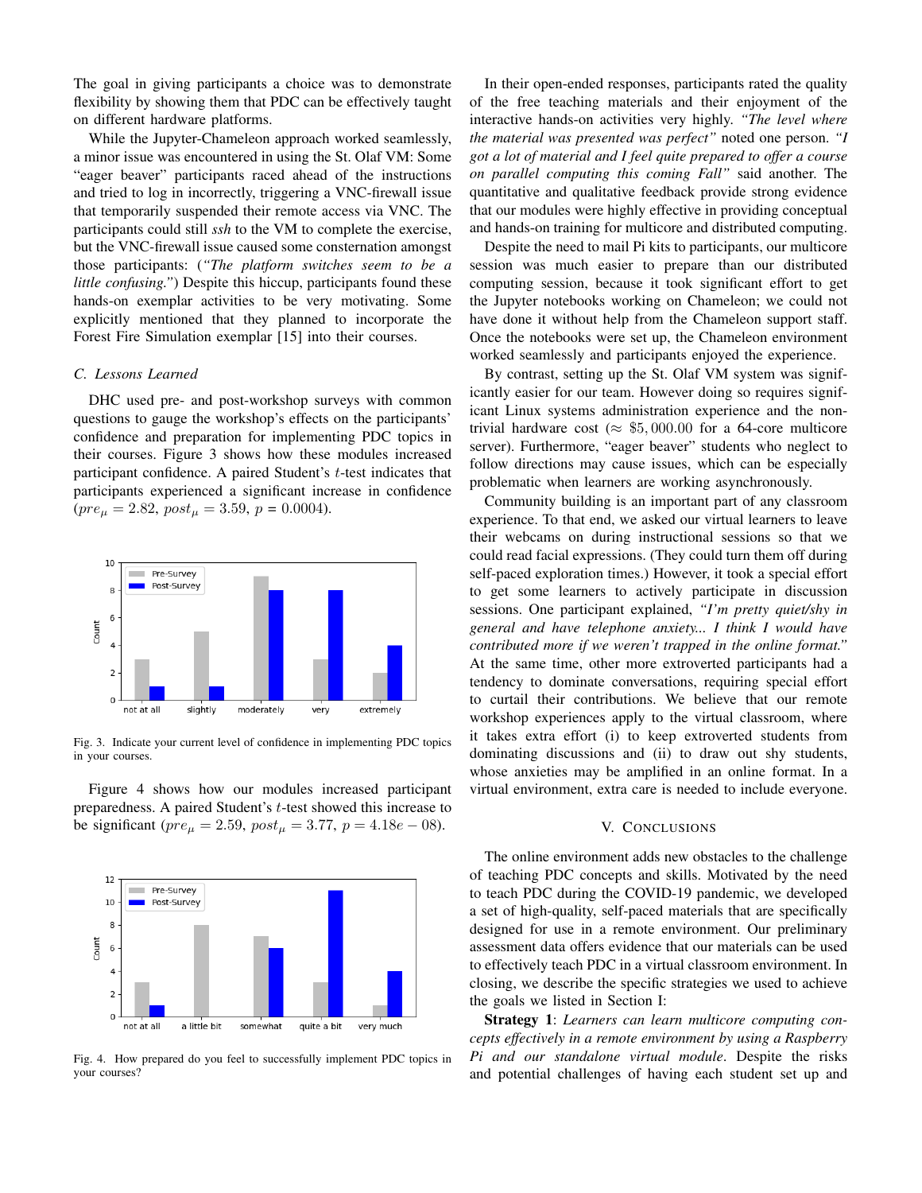The goal in giving participants a choice was to demonstrate flexibility by showing them that PDC can be effectively taught on different hardware platforms.

While the Jupyter-Chameleon approach worked seamlessly, a minor issue was encountered in using the St. Olaf VM: Some "eager beaver" participants raced ahead of the instructions and tried to log in incorrectly, triggering a VNC-firewall issue that temporarily suspended their remote access via VNC. The participants could still *ssh* to the VM to complete the exercise, but the VNC-firewall issue caused some consternation amongst those participants: (*"The platform switches seem to be a little confusing."*) Despite this hiccup, participants found these hands-on exemplar activities to be very motivating. Some explicitly mentioned that they planned to incorporate the Forest Fire Simulation exemplar [15] into their courses.

### C. Lessons Learned

DHC used pre- and post-workshop surveys with common questions to gauge the workshop's effects on the participants' confidence and preparation for implementing PDC topics in their courses. Figure 3 shows how these modules increased participant confidence. A paired Student's $t$-test indicates that participants experienced a significant increase in confidence ($pre_{\mu} = 2.82$, $post_{\mu} = 3.59$, $p = 0.0004$).

Fig. 3. Indicate your current level of confidence in implementing PDC topics in your courses.

Figure 4 shows how our modules increased participant preparedness. A paired Student's $t$-test showed this increase to be significant ($pre_{\mu} = 2.59$, $post_{\mu} = 3.77$, $p = 4.18e-08$).

Fig. 4. How prepared do you feel to successfully implement PDC topics in your courses?

In their open-ended responses, participants rated the quality of the free teaching materials and their enjoyment of the interactive hands-on activities very highly. *"The level where the material was presented was perfect"* noted one person. *"I got a lot of material and I feel quite prepared to offer a course on parallel computing this coming Fall"* said another. The quantitative and qualitative feedback provide strong evidence that our modules were highly effective in providing conceptual and hands-on training for multicore and distributed computing.

Despite the need to mail Pi kits to participants, our multicore session was much easier to prepare than our distributed computing session, because it took significant effort to get the Jupyter notebooks working on Chameleon; we could not have done it without help from the Chameleon support staff. Once the notebooks were set up, the Chameleon environment worked seamlessly and participants enjoyed the experience.

By contrast, setting up the St. Olaf VM system was significantly easier for our team. However doing so requires significant Linux systems administration experience and the non-trivial hardware cost ($\approx \$5,000.00$ for a 64-core multicore server). Furthermore, "eager beaver" students who neglect to follow directions may cause issues, which can be especially problematic when learners are working asynchronously.

Community building is an important part of any classroom experience. To that end, we asked our virtual learners to leave their webcams on during instructional sessions so that we could read facial expressions. (They could turn them off during self-paced exploration times.) However, it took a special effort to get some learners to actively participate in discussion sessions. One participant explained, *"I'm pretty quiet/shy in general and have telephone anxiety... I think I would have contributed more if we weren't trapped in the online format."* At the same time, other more extroverted participants had a tendency to dominate conversations, requiring special effort to curtail their contributions. We believe that our remote workshop experiences apply to the virtual classroom, where it takes extra effort (i) to keep extroverted students from dominating discussions and (ii) to draw out shy students, whose anxieties may be amplified in an online format. In a virtual environment, extra care is needed to include everyone.

## V. Conclusions

The online environment adds new obstacles to the challenge of teaching PDC concepts and skills. Motivated by the need to teach PDC during the COVID-19 pandemic, we developed a set of high-quality, self-paced materials that are specifically designed for use in a remote environment. Our preliminary assessment data offers evidence that our materials can be used to effectively teach PDC in a virtual classroom environment. In closing, we describe the specific strategies we used to achieve the goals we listed in Section I:

**Strategy 1**: *Learners can learn multicore computing concepts effectively in a remote environment by using a Raspberry Pi and our standalone virtual module*. Despite the risks and potential challenges of having each student set up and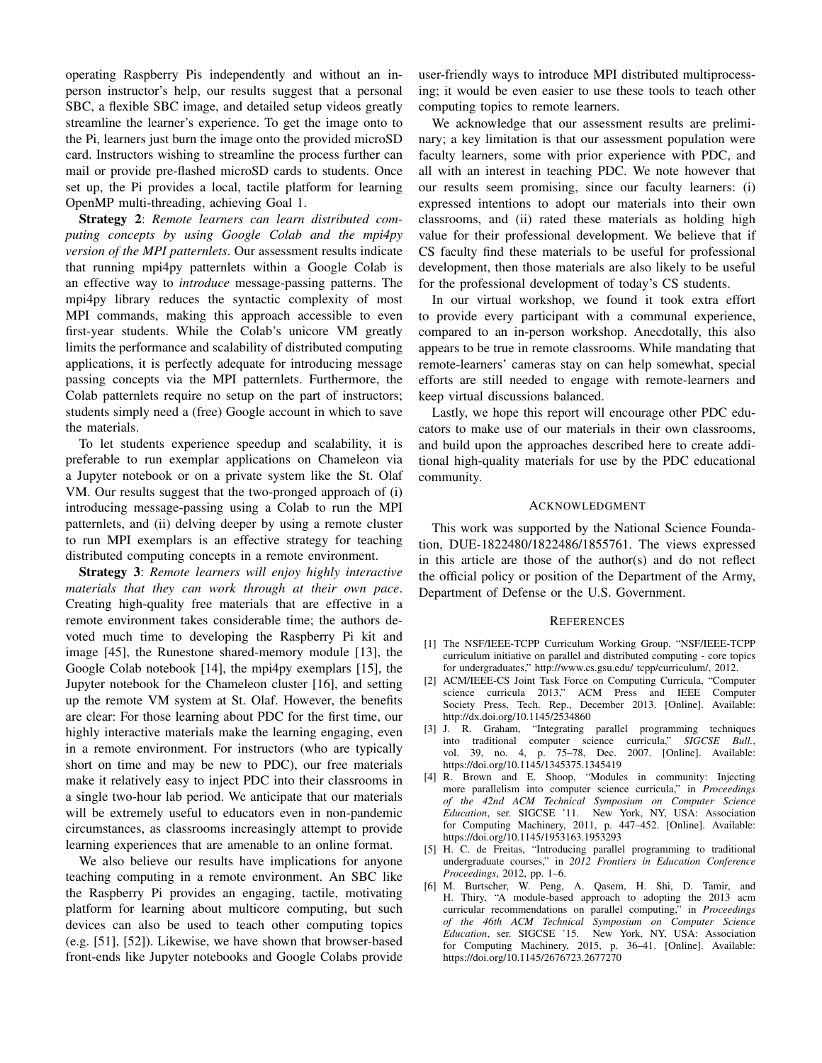operating Raspberry Pis independently and without an in-person instructor's help, our results suggest that a personal SBC, a flexible SBC image, and detailed setup videos greatly streamline the learner's experience. To get the image onto to the Pi, learners just burn the image onto the provided microSD card. Instructors wishing to streamline the process further can mail or provide pre-flashed microSD cards to students. Once set up, the Pi provides a local, tactile platform for learning OpenMP multi-threading, achieving Goal 1.

**Strategy 2**: *Remote learners can learn distributed computing concepts by using Google Colab and the mpi4py version of the MPI patternlets*. Our assessment results indicate that running mpi4py patternlets within a Google Colab is an effective way to *introduce* message-passing patterns. The mpi4py library reduces the syntactic complexity of most MPI commands, making this approach accessible to even first-year students. While the Colab's unicore VM greatly limits the performance and scalability of distributed computing applications, it is perfectly adequate for introducing message passing concepts via the MPI patternlets. Furthermore, the Colab patternlets require no setup on the part of instructors; students simply need a (free) Google account in which to save the materials.

To let students experience speedup and scalability, it is preferable to run exemplar applications on Chameleon via a Jupyter notebook or on a private system like the St. Olaf VM. Our results suggest that the two-pronged approach of (i) introducing message-passing using a Colab to run the MPI patternlets, and (ii) delving deeper by using a remote cluster to run MPI exemplars is an effective strategy for teaching distributed computing concepts in a remote environment.

**Strategy 3**: *Remote learners will enjoy highly interactive materials that they can work through at their own pace*. Creating high-quality free materials that are effective in a remote environment takes considerable time; the authors devoted much time to developing the Raspberry Pi kit and image [45], the Runestone shared-memory module [13], the Google Colab notebook [14], the mpi4py exemplars [15], the Jupyter notebook for the Chameleon cluster [16], and setting up the remote VM system at St. Olaf. However, the benefits are clear: For those learning about PDC for the first time, our highly interactive materials make the learning engaging, even in a remote environment. For instructors (who are typically short on time and may be new to PDC), our free materials make it relatively easy to inject PDC into their classrooms in a single two-hour lab period. We anticipate that our materials will be extremely useful to educators even in non-pandemic circumstances, as classrooms increasingly attempt to provide learning experiences that are amenable to an online format.

We also believe our results have implications for anyone teaching computing in a remote environment. An SBC like the Raspberry Pi provides an engaging, tactile, motivating platform for learning about multicore computing, but such devices can also be used to teach other computing topics (e.g. [51], [52]). Likewise, we have shown that browser-based front-ends like Jupyter notebooks and Google Colabs provide user-friendly ways to introduce MPI distributed multiprocessing; it would be even easier to use these tools to teach other computing topics to remote learners.

We acknowledge that our assessment results are preliminary; a key limitation is that our assessment population were faculty learners, some with prior experience with PDC, and all with an interest in teaching PDC. We note however that our results seem promising, since our faculty learners: (i) expressed intentions to adopt our materials into their own classrooms, and (ii) rated these materials as holding high value for their professional development. We believe that if CS faculty find these materials to be useful for professional development, then those materials are also likely to be useful for the professional development of today's CS students.

In our virtual workshop, we found it took extra effort to provide every participant with a communal experience, compared to an in-person workshop. Anecdotally, this also appears to be true in remote classrooms. While mandating that remote-learners' cameras stay on can help somewhat, special efforts are still needed to engage with remote-learners and keep virtual discussions balanced.

Lastly, we hope this report will encourage other PDC educators to make use of our materials in their own classrooms, and build upon the approaches described here to create additional high-quality materials for use by the PDC educational community.

## Acknowledgment

This work was supported by the National Science Foundation, DUE-1822480/1822486/1855761. The views expressed in this article are those of the author(s) and do not reflect the official policy or position of the Department of the Army, Department of Defense or the U.S. Government.

## References

[1] The NSF/IEEE-TCPP Curriculum Working Group, "NSF/IEEE-TCPP curriculum initiative on parallel and distributed computing - core topics for undergraduates," http://www.cs.gsu.edu/ tcpp/curriculum/, 2012.

[2] ACM/IEEE-CS Joint Task Force on Computing Curricula, "Computer science curricula 2013," ACM Press and IEEE Computer Society Press, Tech. Rep., December 2013. [Online]. Available: http://dx.doi.org/10.1145/2534860

[3] J. R. Graham, "Integrating parallel programming techniques into traditional computer science curricula," *SIGCSE Bull.*, vol. 39, no. 4, p. 75–78, Dec. 2007. [Online]. Available: https://doi.org/10.1145/1345375.1345419

[4] R. Brown and E. Shoop, "Modules in community: Injecting more parallelism into computer science curricula," in *Proceedings of the 42nd ACM Technical Symposium on Computer Science Education*, ser. SIGCSE '11. New York, NY, USA: Association for Computing Machinery, 2011, p. 447–452. [Online]. Available: https://doi.org/10.1145/1953163.1953293

[5] H. C. de Freitas, "Introducing parallel programming to traditional undergraduate courses," in *2012 Frontiers in Education Conference Proceedings*, 2012, pp. 1–6.

[6] M. Burtscher, W. Peng, A. Qasem, H. Shi, D. Tamir, and H. Thiry, "A module-based approach to adopting the 2013 acm curricular recommendations on parallel computing," in *Proceedings of the 46th ACM Technical Symposium on Computer Science Education*, ser. SIGCSE '15. New York, NY, USA: Association for Computing Machinery, 2015, p. 36–41. [Online]. Available: https://doi.org/10.1145/2676723.2677270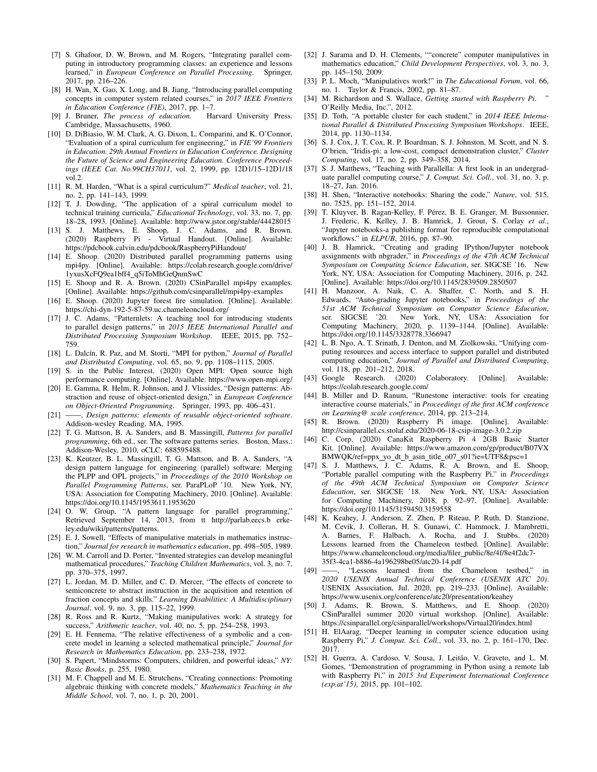[7] S. Ghafoor, D. W. Brown, and M. Rogers, "Integrating parallel computing in introductory programming classes: an experience and lessons learned," in *European Conference on Parallel Processing*. Springer, 2017, pp. 216–226.

[8] H. Wan, X. Gao, X. Long, and B. Jiang, "Introducing parallel computing concepts in computer system related courses," in *2017 IEEE Frontiers in Education Conference (FIE)*, 2017, pp. 1–7.

[9] J. Bruner, *The process of education*. Harvard University Press. Cambridge, Massachusetts, 1960.

[10] D. DiBiasio, W. M. Clark, A. G. Dixon, L. Comparini, and K. O'Connor, "Evaluation of a spiral curriculum for engineering," in *FIE'99 Frontiers in Education. 29th Annual Frontiers in Education Conference. Designing the Future of Science and Engineering Education. Conference Proceedings (IEEE Cat. No.99CH37011*, vol. 2, 1999, pp. 12D1/15–12D1/18 vol.2.

[11] R. M. Harden, "What is a spiral curriculum?" *Medical teacher*, vol. 21, no. 2, pp. 141–143, 1999.

[12] T. J. Dowding, "The application of a spiral curriculum model to technical training curricula," *Educational Technology*, vol. 33, no. 7, pp. 18–28, 1993. [Online]. Available: http://www.jstor.org/stable/44428015

[13] S. J. Matthews, E. Shoop, J. C. Adams, and R. Brown. (2020) Raspberry Pi - Virtual Handout. [Online]. Available: https://pdcbook.calvin.edu/pdcbook/RaspberryPiHandout/

[14] E. Shoop. (2020) Distributed parallel programming patterns using mpi4py. [Online]. Available: https://colab.research.google.com/drive/1yxusXcFQ9ea1bff4_q5iToMhGeQnmSwC

[15] E. Shoop and R. A. Brown. (2020) CSinParallel mpi4py examples. [Online]. Available: https://github.com/csinparallel/mpi4py-examples

[16] E. Shoop. (2020) Jupyter forest fire simulation. [Online]. Available: https://chi-dyn-192-5-87-59.uc.chameleoncloud.org/

[17] J. C. Adams, "Patternlets: A teaching tool for introducing students to parallel design patterns," in *2015 IEEE International Parallel and Distributed Processing Symposium Workshop*. IEEE, 2015, pp. 752–759.

[18] L. Dalcín, R. Paz, and M. Storti, "MPI for python," *Journal of Parallel and Distributed Computing*, vol. 65, no. 9, pp. 1108–1115, 2005.

[19] S. in the Public Interest. (2020) Open MPI: Open source high performance computing. [Online]. Available: https://www.open-mpi.org/

[20] E. Gamma, R. Helm, R. Johnson, and J. Vlissides, "Design patterns: Abstraction and reuse of object-oriented design," in *European Conference on Object-Oriented Programming*. Springer, 1993, pp. 406–431.

[21] ——, *Design patterns: elements of reusable object-oriented software*. Addison-wesley Reading, MA, 1995.

[22] T. G. Mattson, B. A. Sanders, and B. Massingill, *Patterns for parallel programming*, 6th ed., ser. The software patterns series. Boston, Mass.: Addison-Wesley, 2010, oCLC: 688595488.

[23] K. Keutzer, B. L. Massingill, T. G. Mattson, and B. A. Sanders, "A design pattern language for engineering (parallel) software: Merging the PLPP and OPL projects," in *Proceedings of the 2010 Workshop on Parallel Programming Patterns*, ser. ParaPLoP '10. New York, NY, USA: Association for Computing Machinery, 2010. [Online]. Available: https://doi.org/10.1145/1953611.1953620

[24] O. W. Group, "A pattern language for parallel programming," Retrieved September 14, 2013, from tt http://parlab.eecs.b erkeley.edu/wiki/patterns/patterns.

[25] E. J. Sowell, "Effects of manipulative materials in mathematics instruction," *Journal for research in mathematics education*, pp. 498–505, 1989.

[26] W. M. Carroll and D. Porter, "Invented strategies can develop meaningful mathematical procedures," *Teaching Children Mathematics*, vol. 3, no. 7, pp. 370–375, 1997.

[27] L. Jordan, M. D. Miller, and C. D. Mercer, "The effects of concrete to semiconcrete to abstract instruction in the acquisition and retention of fraction concepts and skills." *Learning Disabilities: A Multidisciplinary Journal*, vol. 9, no. 3, pp. 115–22, 1999.

[28] R. Ross and R. Kurtz, "Making manipulatives work: A strategy for success," *Arithmetic teacher*, vol. 40, no. 5, pp. 254–258, 1993.

[29] E. H. Fennema, "The relative effectiveness of a symbolic and a concrete model in learning a selected mathematical principle," *Journal for Research in Mathematics Education*, pp. 233–238, 1972.

[30] S. Papert, "Mindstorms: Computers, children, and powerful ideas," *NY: Basic Books*, p. 255, 1980.

[31] M. F. Chappell and M. E. Strutchens, "Creating connections: Promoting algebraic thinking with concrete models," *Mathematics Teaching in the Middle School*, vol. 7, no. 1, p. 20, 2001.

[32] J. Sarama and D. H. Clements, ""concrete" computer manipulatives in mathematics education," *Child Development Perspectives*, vol. 3, no. 3, pp. 145–150, 2009.

[33] P. L. Moch, "Manipulatives work!" in *The Educational Forum*, vol. 66, no. 1. Taylor & Francis, 2002, pp. 81–87.

[34] M. Richardson and S. Wallace, *Getting started with Raspberry Pi*. " O'Reilly Media, Inc.", 2012.

[35] D. Toth, "A portable cluster for each student," in *2014 IEEE International Parallel & Distributed Processing Symposium Workshops*. IEEE, 2014, pp. 1130–1134.

[36] S. J. Cox, J. T. Cox, R. P. Boardman, S. J. Johnston, M. Scott, and N. S. O'brien, "Iridis-pi: a low-cost, compact demonstration cluster," *Cluster Computing*, vol. 17, no. 2, pp. 349–358, 2014.

[37] S. J. Matthews, "Teaching with Parallella: A first look in an undergraduate parallel computing course," *J. Comput. Sci. Coll.*, vol. 31, no. 3, p. 18–27, Jan. 2016.

[38] H. Shen, "Interactive notebooks: Sharing the code," *Nature*, vol. 515, no. 7525, pp. 151–152, 2014.

[39] T. Kluyver, B. Ragan-Kelley, F. Pérez, B. E. Granger, M. Bussonnier, J. Frederic, K. Kelley, J. B. Hamrick, J. Grout, S. Corlay *et al.*, "Jupyter notebooks-a publishing format for reproducible computational workflows." in *ELPUB*, 2016, pp. 87–90.

[40] J. B. Hamrick, "Creating and grading IPython/Jupyter notebook assignments with nbgrader," in *Proceedings of the 47th ACM Technical Symposium on Computing Science Education*, ser. SIGCSE '16. New York, NY, USA: Association for Computing Machinery, 2016, p. 242. [Online]. Available: https://doi.org/10.1145/2839509.2850507

[41] H. Manzoor, A. Naik, C. A. Shaffer, C. North, and S. H. Edwards, "Auto-grading Jupyter notebooks," in *Proceedings of the 51st ACM Technical Symposium on Computer Science Education*, ser. SIGCSE '20. New York, NY, USA: Association for Computing Machinery, 2020, p. 1139–1144. [Online]. Available: https://doi.org/10.1145/3328778.3366947

[42] L. B. Ngo, A. T. Srinath, J. Denton, and M. Ziolkowski, "Unifying computing resources and access interface to support parallel and distributed computing education," *Journal of Parallel and Distributed Computing*, vol. 118, pp. 201–212, 2018.

[43] Google Research. (2020) Colaboratory. [Online]. Available: https://colab.research.google.com/

[44] B. Miller and D. Ranum, "Runestone interactive: tools for creating interactive course materials," in *Proceedings of the first ACM conference on Learning@ scale conference*, 2014, pp. 213–214.

[45] R. Brown. (2020) Raspberry Pi image. [Online]. Available: http://csinparallel.cs.stolaf.edu/2020-06-18-csip-image-3.0.2.zip

[46] C. Corp. (2020) CanaKit Raspberry Pi 4 2GB Basic Starter Kit. [Online]. Available: https://www.amazon.com/gp/product/B07VXBMWQK/ref=ppx_yo_dt_b_asin_title_o07_s01?ie=UTF8&psc=1

[47] S. J. Matthews, J. C. Adams, R. A. Brown, and E. Shoop, "Portable parallel computing with the Raspberry Pi," in *Proceedings of the 49th ACM Technical Symposium on Computer Science Education*, ser. SIGCSE '18. New York, NY, USA: Association for Computing Machinery, 2018, p. 92–97. [Online]. Available: https://doi.org/10.1145/3159450.3159558

[48] K. Keahey, J. Anderson, Z. Zhen, P. Riteau, P. Ruth, D. Stanzione, M. Cevik, J. Colleran, H. S. Gunawi, C. Hammock, J. Mambretti, A. Barnes, F. Halbach, A. Rocha, and J. Stubbs. (2020) Lessons learned from the Chameleon testbed. [Online]. Available: https://www.chameleoncloud.org/media/filer_public/8e/4f/8e4f2dc7-35f3-4ca1-b886-4a196298be05/atc20-14.pdf

[49] ——, "Lessons learned from the Chameleon testbed," in *2020 USENIX Annual Technical Conference (USENIX ATC 20)*. USENIX Association, Jul. 2020, pp. 219–233. [Online]. Available: https://www.usenix.org/conference/atc20/presentation/keahey

[50] J. Adams, R. Brown, S. Matthews, and E. Shoop. (2020) CSinParallel summer 2020 virtual workshop. [Online]. Available: https://csinparallel.org/csinparallel/workshops/Virtual20/index.html

[51] H. ElAarag, "Deeper learning in computer science education using Raspberry Pi," *J. Comput. Sci. Coll.*, vol. 33, no. 2, p. 161–170, Dec. 2017.

[52] H. Guerra, A. Cardoso, V. Sousa, J. Leitão, V. Graveto, and L. M. Gomes, "Demonstration of programming in Python using a remote lab with Raspberry Pi," in *2015 3rd Experiment International Conference (exp.at'15)*, 2015, pp. 101–102.